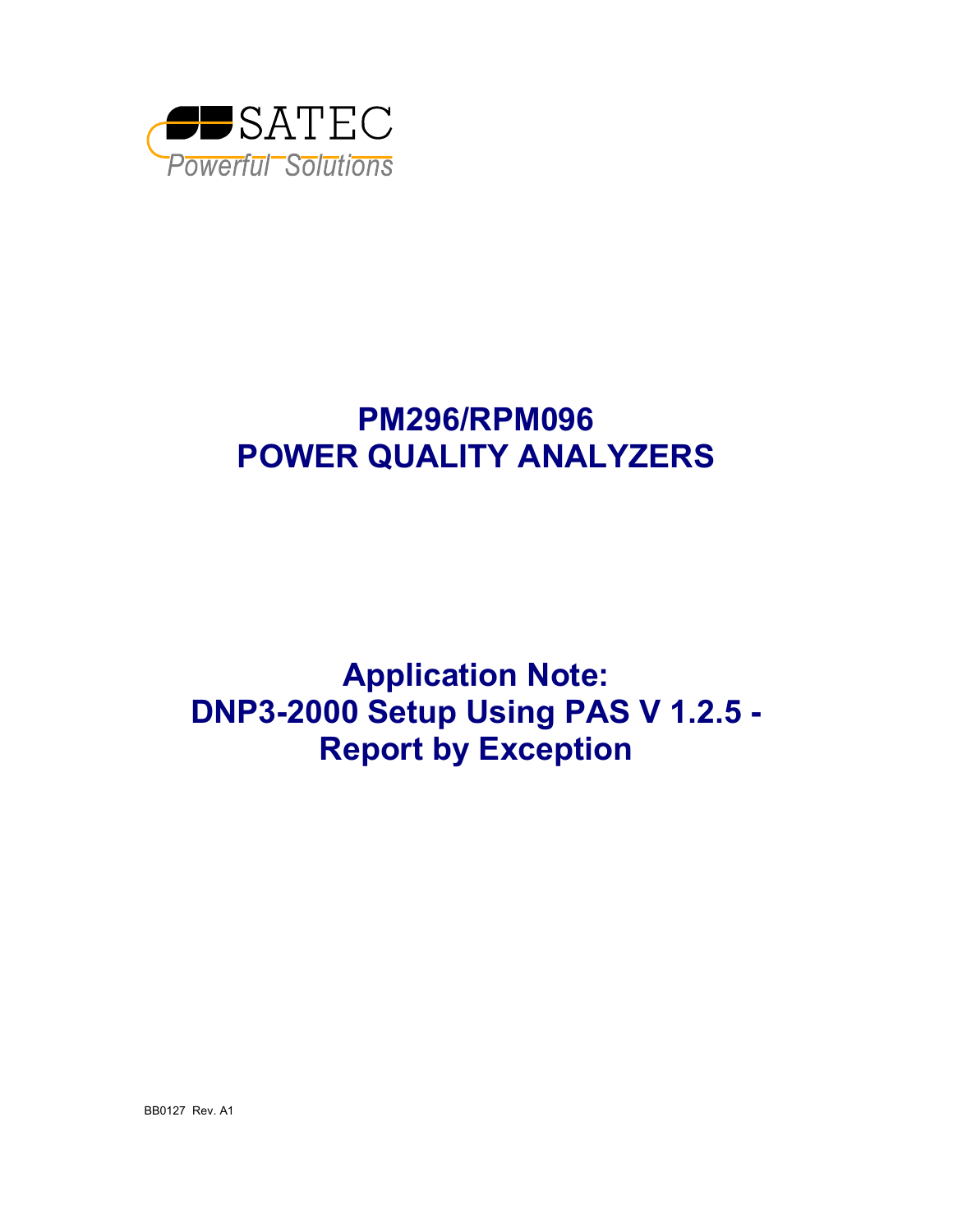SATEC

*Powerful Solutions*

# PM296/RPM096
# POWER QUALITY ANALYZERS

# Application Note: DNP3-2000 Setup Using PAS V 1.2.5 - Report by Exception

BB0127 Rev. A1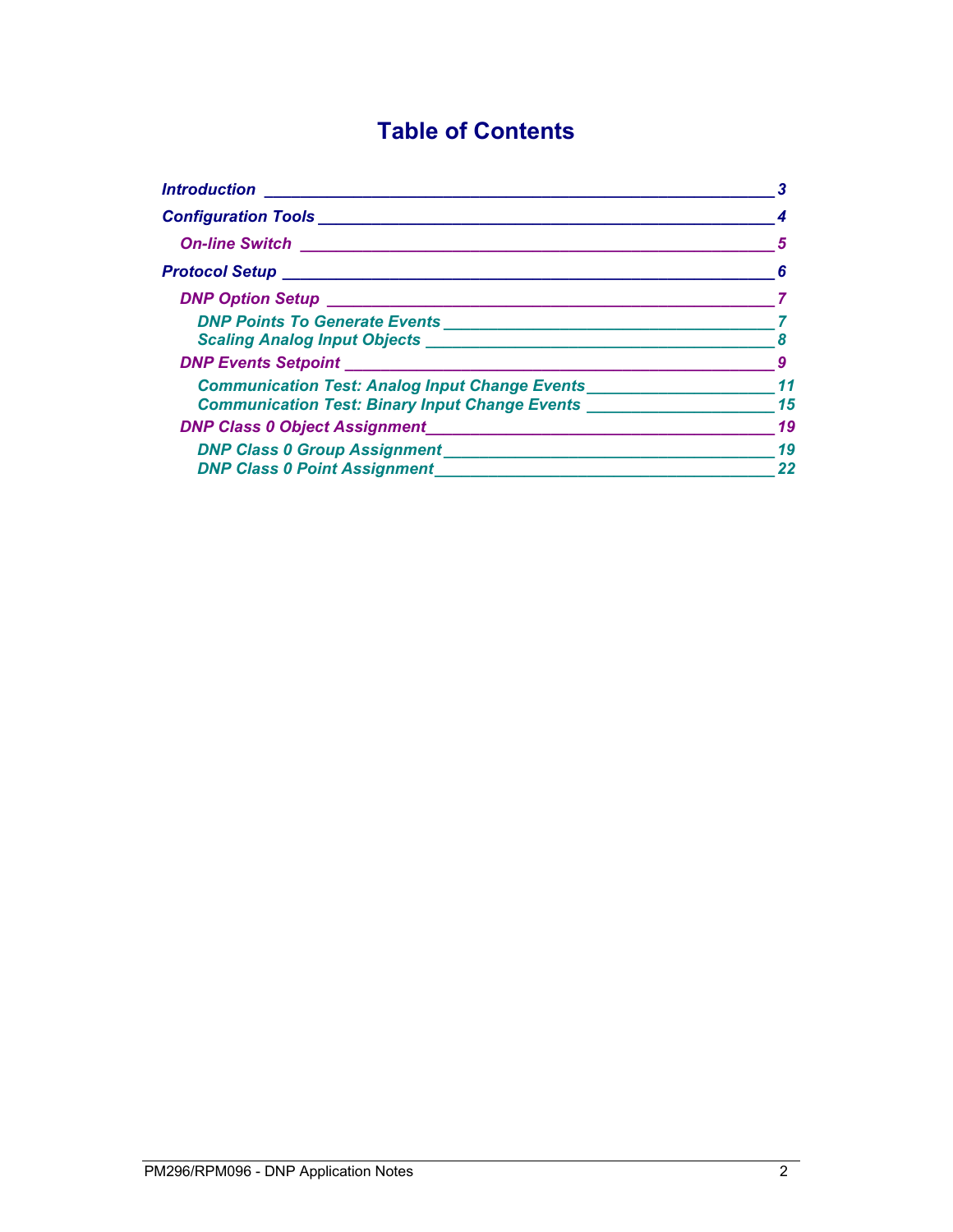# Table of Contents

*Introduction* ____________________________________________ *3*

*Configuration Tools* _______________________________________ *4*

- *On-line Switch* __________________________________________ *5*

*Protocol Setup* ___________________________________________ *6*

- *DNP Option Setup* _______________________________________ *7*
  - *DNP Points To Generate Events* ____________________________ *7*
  - *Scaling Analog Input Objects* ______________________________ *8*
- *DNP Events Setpoint* _____________________________________ *9*
  - *Communication Test: Analog Input Change Events* _______________ *11*
  - *Communication Test: Binary Input Change Events* _______________ *15*
- *DNP Class 0 Object Assignment* _____________________________ *19*
  - *DNP Class 0 Group Assignment* _____________________________ *19*
  - *DNP Class 0 Point Assignment* _____________________________ *22*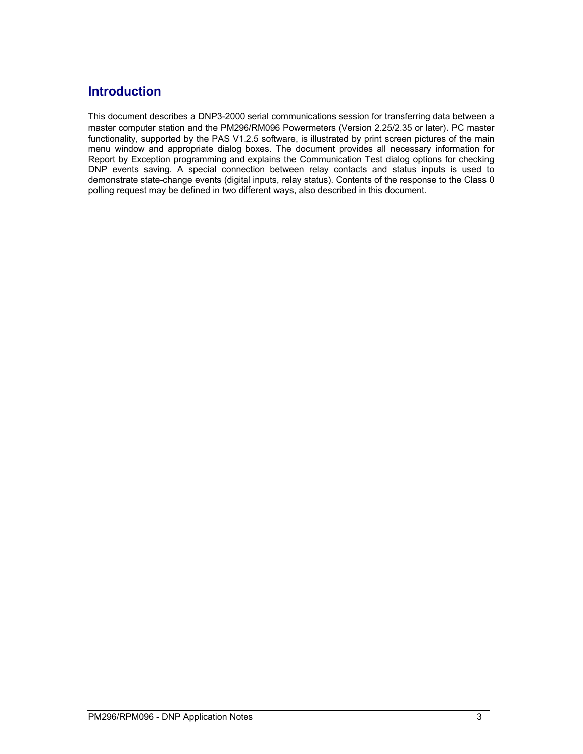# Introduction

This document describes a DNP3-2000 serial communications session for transferring data between a master computer station and the PM296/RM096 Powermeters (Version 2.25/2.35 or later). PC master functionality, supported by the PAS V1.2.5 software, is illustrated by print screen pictures of the main menu window and appropriate dialog boxes. The document provides all necessary information for Report by Exception programming and explains the Communication Test dialog options for checking DNP events saving. A special connection between relay contacts and status inputs is used to demonstrate state-change events (digital inputs, relay status). Contents of the response to the Class 0 polling request may be defined in two different ways, also described in this document.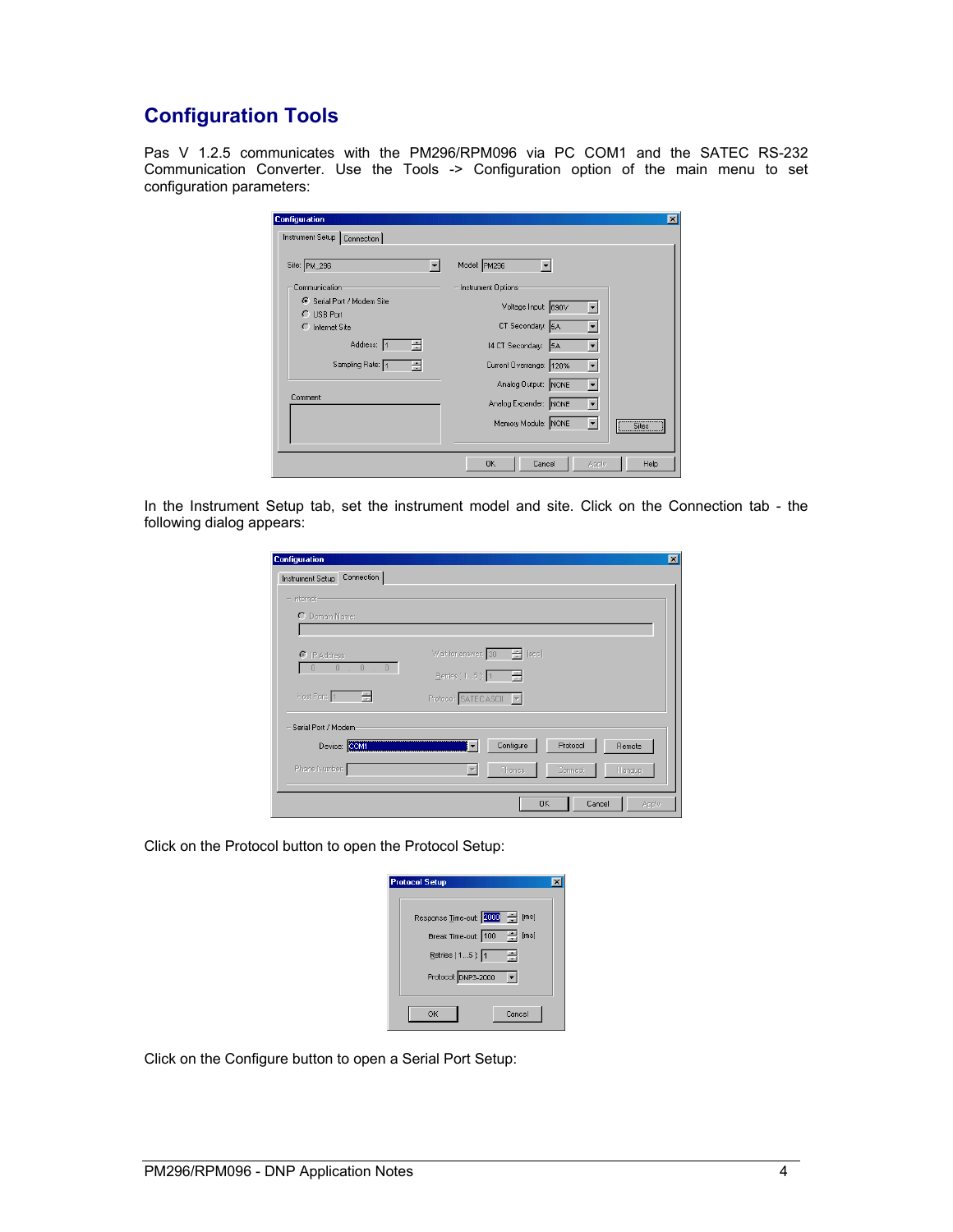# Configuration Tools

Pas V 1.2.5 communicates with the PM296/RPM096 via PC COM1 and the SATEC RS-232 Communication Converter. Use the Tools -> Configuration option of the main menu to set configuration parameters:

In the Instrument Setup tab, set the instrument model and site. Click on the Connection tab - the following dialog appears:

Click on the Protocol button to open the Protocol Setup:

Click on the Configure button to open a Serial Port Setup: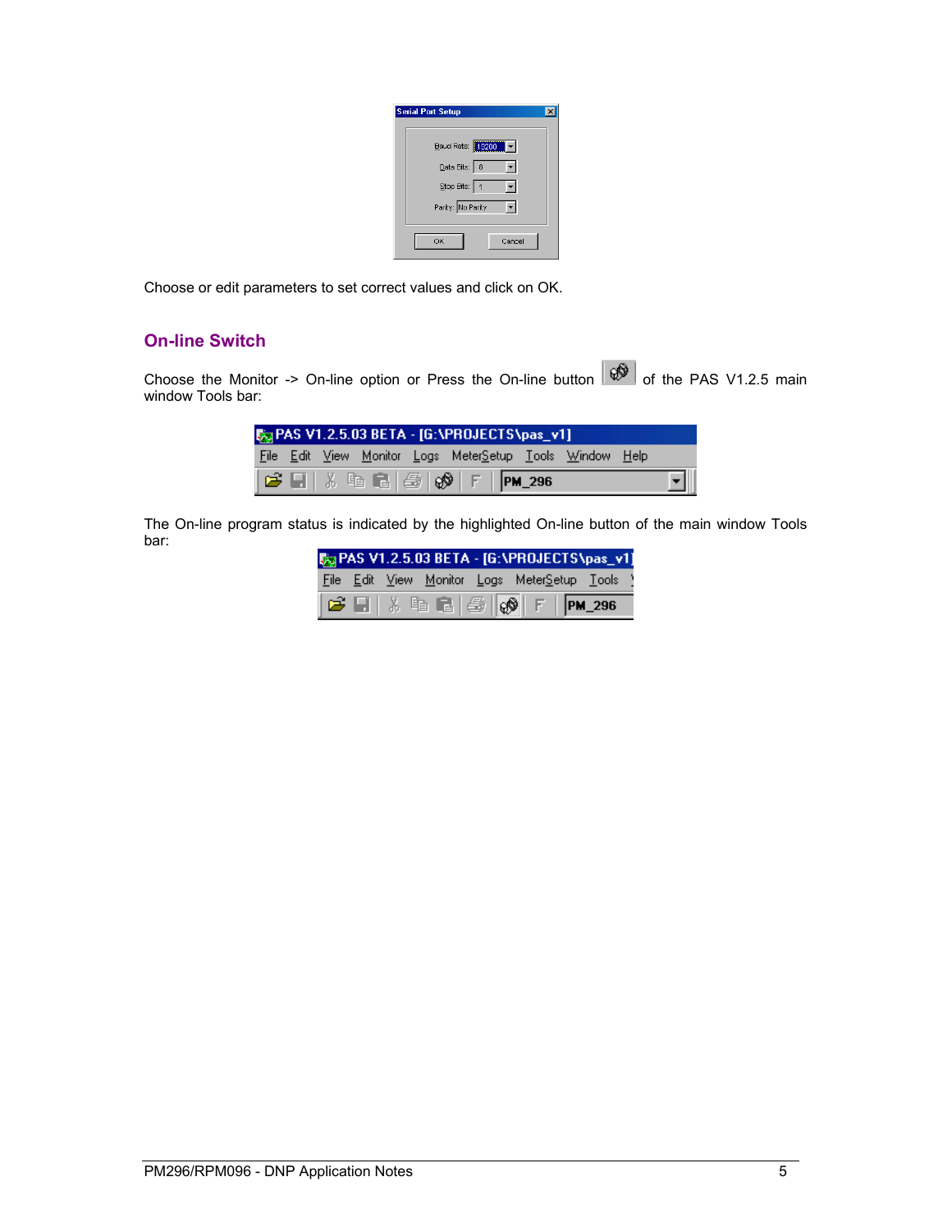Choose or edit parameters to set correct values and click on OK.

## On-line Switch

Choose the Monitor -> On-line option or Press the On-line button of the PAS V1.2.5 main window Tools bar:

The On-line program status is indicated by the highlighted On-line button of the main window Tools bar: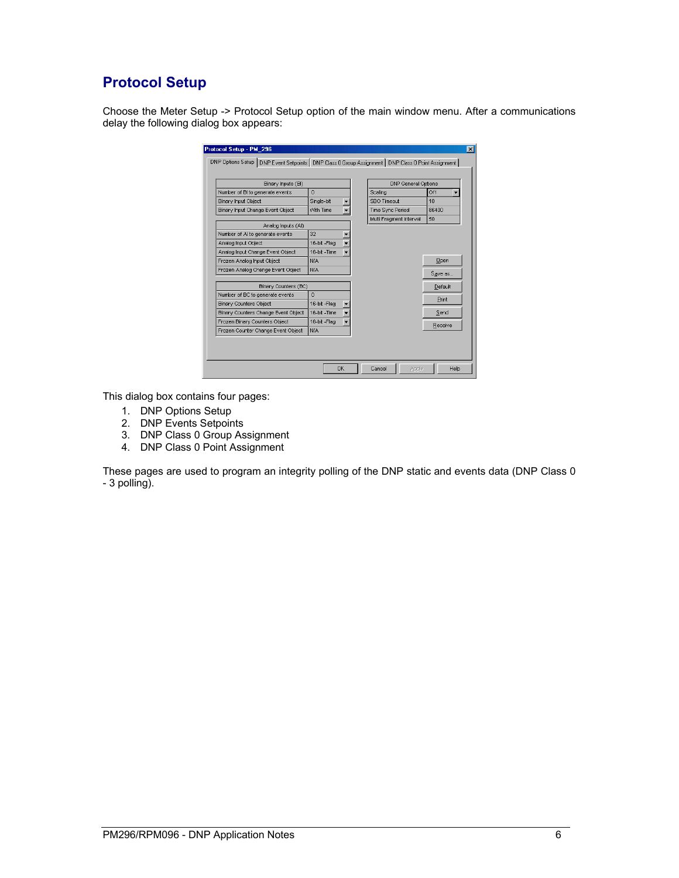## Protocol Setup

Choose the Meter Setup -> Protocol Setup option of the main window menu. After a communications delay the following dialog box appears:

This dialog box contains four pages:

1. DNP Options Setup
2. DNP Events Setpoints
3. DNP Class 0 Group Assignment
4. DNP Class 0 Point Assignment

These pages are used to program an integrity polling of the DNP static and events data (DNP Class 0 - 3 polling).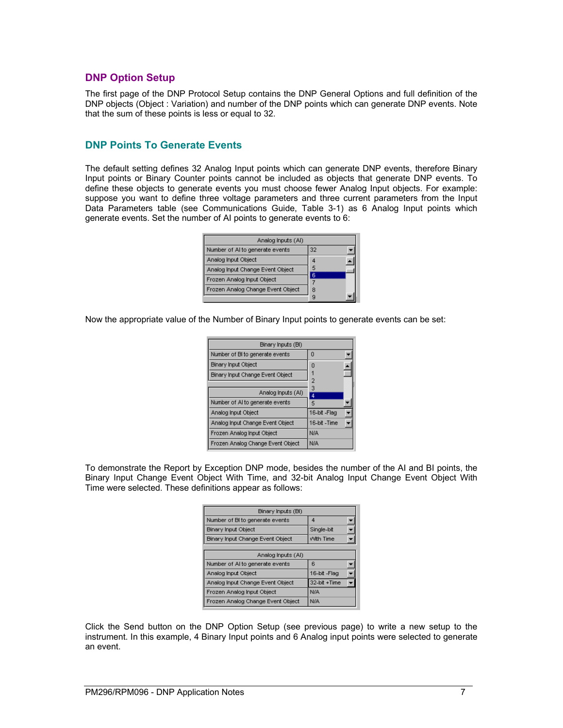## DNP Option Setup

The first page of the DNP Protocol Setup contains the DNP General Options and full definition of the DNP objects (Object : Variation) and number of the DNP points which can generate DNP events. Note that the sum of these points is less or equal to 32.

## DNP Points To Generate Events

The default setting defines 32 Analog Input points which can generate DNP events, therefore Binary Input points or Binary Counter points cannot be included as objects that generate DNP events. To define these objects to generate events you must choose fewer Analog Input objects. For example: suppose you want to define three voltage parameters and three current parameters from the Input Data Parameters table (see Communications Guide, Table 3-1) as 6 Analog Input points which generate events. Set the number of AI points to generate events to 6:

| Analog Inputs (AI) | |
|---|---|
| Number of AI to generate events | 32 |
| Analog Input Object | 4 |
| Analog Input Change Event Object | 5 |
| Frozen Analog Input Object | 6 |
| Frozen Analog Change Event Object | 7 |
| | 8 |
| | 9 |

Now the appropriate value of the Number of Binary Input points to generate events can be set:

| Binary Inputs (BI) | |
|---|---|
| Number of BI to generate events | 0 |
| Binary Input Object | 0 |
| Binary Input Change Event Object | 1 |
| | 2 |
| | 3 |
| **Analog Inputs (AI)** | 4 |
| Number of AI to generate events | 5 |
| Analog Input Object | 16-bit -Flag |
| Analog Input Change Event Object | 16-bit -Time |
| Frozen Analog Input Object | N/A |
| Frozen Analog Change Event Object | N/A |

To demonstrate the Report by Exception DNP mode, besides the number of the AI and BI points, the Binary Input Change Event Object With Time, and 32-bit Analog Input Change Event Object With Time were selected. These definitions appear as follows:

| Binary Inputs (BI) | |
|---|---|
| Number of BI to generate events | 4 |
| Binary Input Object | Single-bit |
| Binary Input Change Event Object | With Time |
| **Analog Inputs (AI)** | |
| Number of AI to generate events | 6 |
| Analog Input Object | 16-bit -Flag |
| Analog Input Change Event Object | 32-bit +Time |
| Frozen Analog Input Object | N/A |
| Frozen Analog Change Event Object | N/A |

Click the Send button on the DNP Option Setup (see previous page) to write a new setup to the instrument. In this example, 4 Binary Input points and 6 Analog input points were selected to generate an event.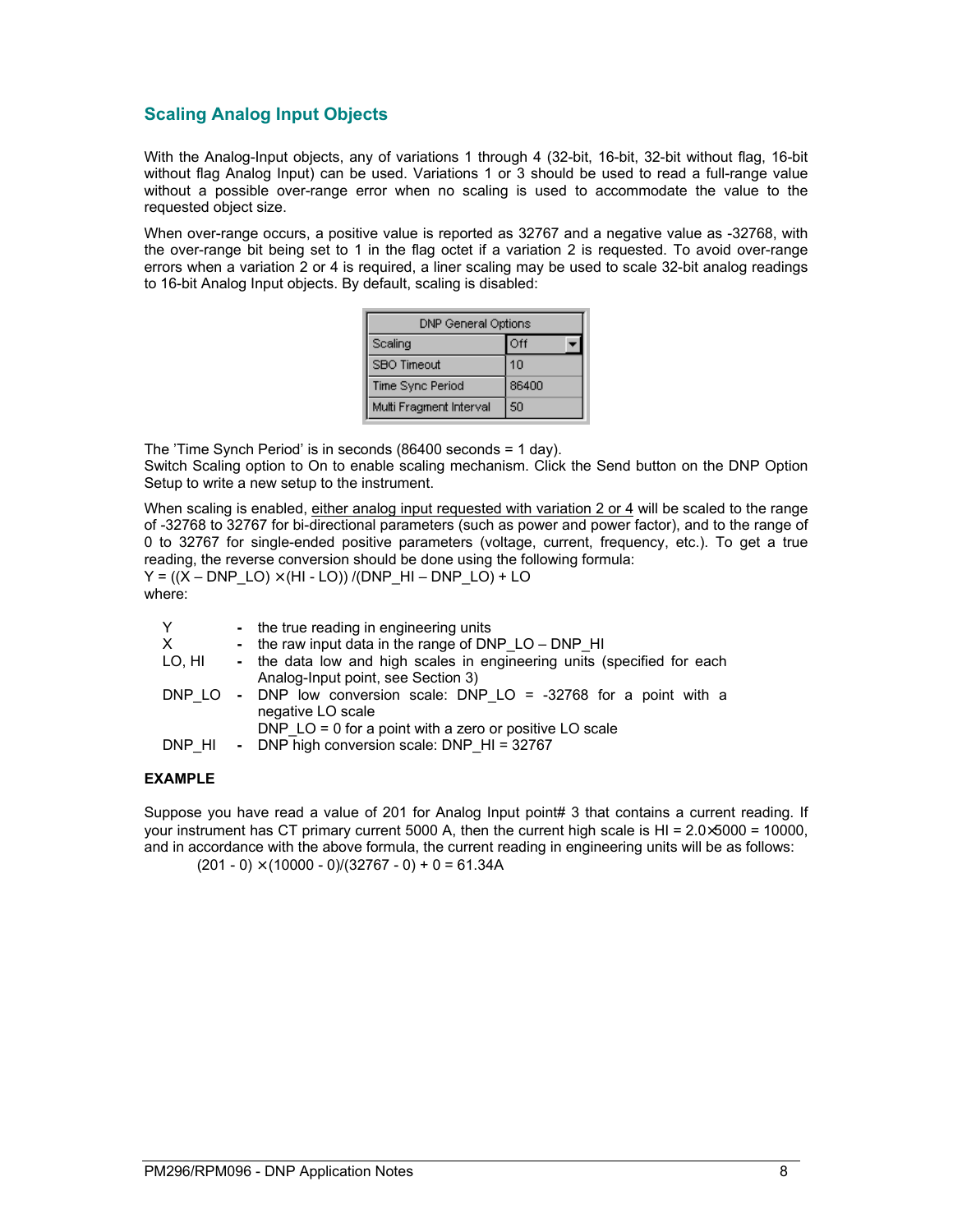## Scaling Analog Input Objects

With the Analog-Input objects, any of variations 1 through 4 (32-bit, 16-bit, 32-bit without flag, 16-bit without flag Analog Input) can be used. Variations 1 or 3 should be used to read a full-range value without a possible over-range error when no scaling is used to accommodate the value to the requested object size.

When over-range occurs, a positive value is reported as 32767 and a negative value as -32768, with the over-range bit being set to 1 in the flag octet if a variation 2 is requested. To avoid over-range errors when a variation 2 or 4 is required, a liner scaling may be used to scale 32-bit analog readings to 16-bit Analog Input objects. By default, scaling is disabled:

| DNP General Options | |
|---|---|
| Scaling | Off |
| SBO Timeout | 10 |
| Time Sync Period | 86400 |
| Multi Fragment Interval | 50 |

The 'Time Synch Period' is in seconds (86400 seconds = 1 day).
Switch Scaling option to On to enable scaling mechanism. Click the Send button on the DNP Option Setup to write a new setup to the instrument.

When scaling is enabled, either analog input requested with variation 2 or 4 will be scaled to the range of -32768 to 32767 for bi-directional parameters (such as power and power factor), and to the range of 0 to 32767 for single-ended positive parameters (voltage, current, frequency, etc.). To get a true reading, the reverse conversion should be done using the following formula:

$Y = ((X - DNP\_LO) \times (HI - LO)) / (DNP\_HI - DNP\_LO) + LO$

where:

- Y - the true reading in engineering units
- X - the raw input data in the range of DNP_LO – DNP_HI
- LO, HI - the data low and high scales in engineering units (specified for each Analog-Input point, see Section 3)
- DNP_LO - DNP low conversion scale: DNP_LO = -32768 for a point with a negative LO scale
  DNP_LO = 0 for a point with a zero or positive LO scale
- DNP_HI - DNP high conversion scale: DNP_HI = 32767

**EXAMPLE**

Suppose you have read a value of 201 for Analog Input point# 3 that contains a current reading. If your instrument has CT primary current 5000 A, then the current high scale is $HI = 2.0 \times 5000 = 10000$, and in accordance with the above formula, the current reading in engineering units will be as follows:

$$(201 - 0) \times (10000 - 0)/(32767 - 0) + 0 = 61.34A$$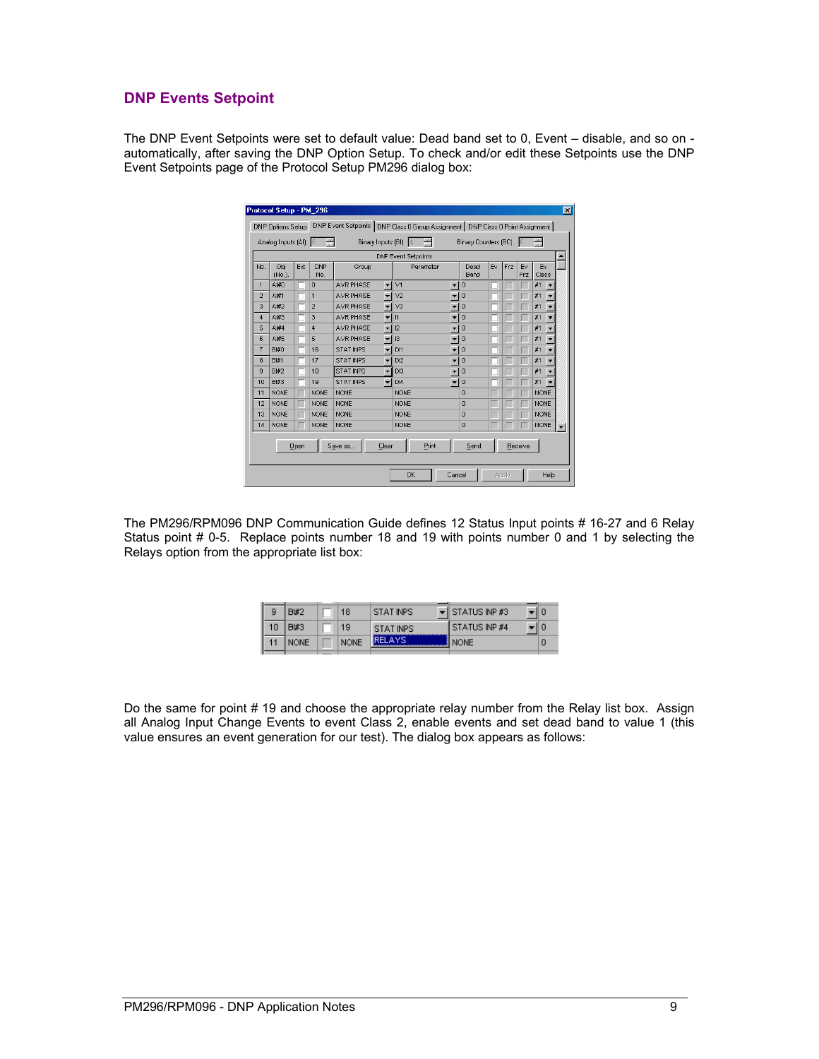## DNP Events Setpoint

The DNP Event Setpoints were set to default value: Dead band set to 0, Event – disable, and so on - automatically, after saving the DNP Option Setup. To check and/or edit these Setpoints use the DNP Event Setpoints page of the Protocol Setup PM296 dialog box:

The PM296/RPM096 DNP Communication Guide defines 12 Status Input points # 16-27 and 6 Relay Status point # 0-5. Replace points number 18 and 19 with points number 0 and 1 by selecting the Relays option from the appropriate list box:

Do the same for point # 19 and choose the appropriate relay number from the Relay list box. Assign all Analog Input Change Events to event Class 2, enable events and set dead band to value 1 (this value ensures an event generation for our test). The dialog box appears as follows: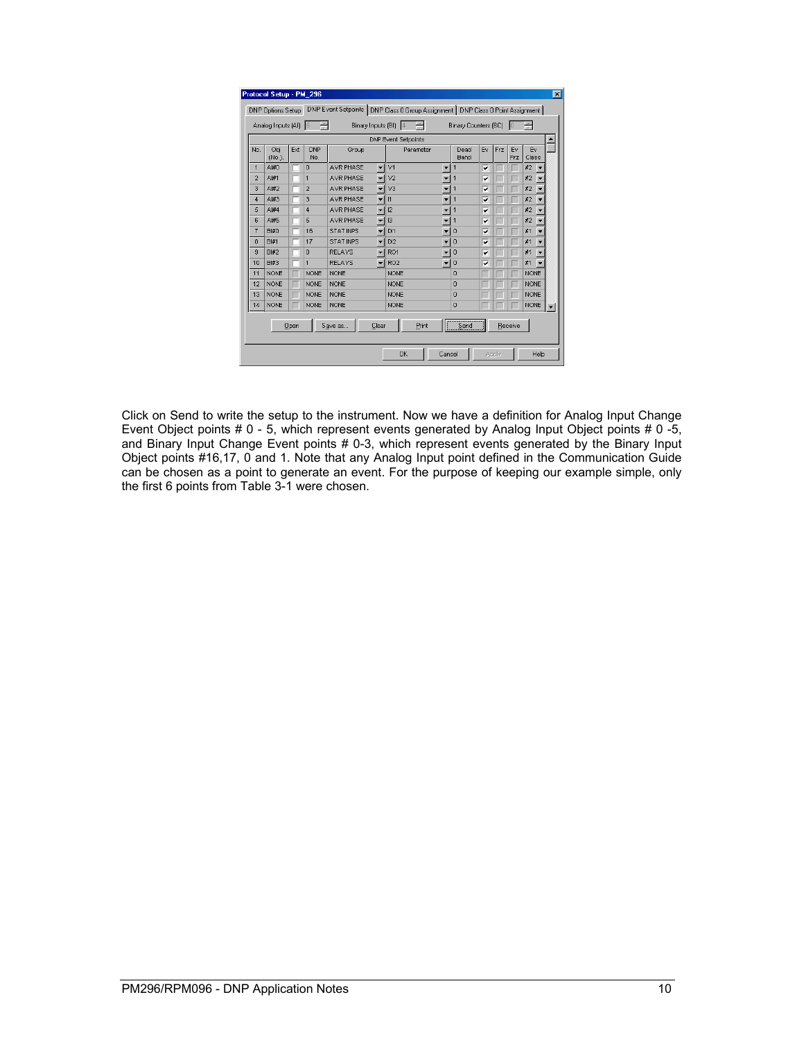**Protocol Setup - PM_296**

DNP Options Setup | DNP Event Setpoints | DNP Class 0 Group Assignment | DNP Class 0 Point Assignment

Analog Inputs (AI) 6 &nbsp;&nbsp; Binary Inputs (BI) 4 &nbsp;&nbsp; Binary Counters (BC) 0

DNP Event Setpoints

| No. | Obj (No.) | Ext | DNP No. | Group | Parameter | Dead Band | Ev | Frz | Ev Frz | Ev Class |
|---|---|---|---|---|---|---|---|---|---|---|
| 1 | AI#0 | ☐ | 0 | AVR PHASE | V1 | 1 | ☑ | ☐ | ☐ | #2 |
| 2 | AI#1 | ☐ | 1 | AVR PHASE | V2 | 1 | ☑ | ☐ | ☐ | #2 |
| 3 | AI#2 | ☐ | 2 | AVR PHASE | V3 | 1 | ☑ | ☐ | ☐ | #2 |
| 4 | AI#3 | ☐ | 3 | AVR PHASE | I1 | 1 | ☑ | ☐ | ☐ | #2 |
| 5 | AI#4 | ☐ | 4 | AVR PHASE | I2 | 1 | ☑ | ☐ | ☐ | #2 |
| 6 | AI#5 | ☐ | 5 | AVR PHASE | I3 | 1 | ☑ | ☐ | ☐ | #2 |
| 7 | BI#0 | ☐ | 16 | STAT INPS | DI1 | 0 | ☑ | ☐ | ☐ | #1 |
| 8 | BI#1 | ☐ | 17 | STAT INPS | DI2 | 0 | ☑ | ☐ | ☐ | #1 |
| 9 | BI#2 | ☐ | 0 | RELAYS | RO1 | 0 | ☑ | ☐ | ☐ | #1 |
| 10 | BI#3 | ☐ | 1 | RELAYS | RO2 | 0 | ☑ | ☐ | ☐ | #1 |
| 11 | NONE | ☐ | NONE | NONE | NONE | 0 | ☐ | ☐ | ☐ | NONE |
| 12 | NONE | ☐ | NONE | NONE | NONE | 0 | ☐ | ☐ | ☐ | NONE |
| 13 | NONE | ☐ | NONE | NONE | NONE | 0 | ☐ | ☐ | ☐ | NONE |
| 14 | NONE | ☐ | NONE | NONE | NONE | 0 | ☐ | ☐ | ☐ | NONE |

Open | Save as... | Clear | Print | Send | Receive

OK | Cancel | Apply | Help

Click on Send to write the setup to the instrument. Now we have a definition for Analog Input Change Event Object points # 0 - 5, which represent events generated by Analog Input Object points # 0 -5, and Binary Input Change Event points # 0-3, which represent events generated by the Binary Input Object points #16,17, 0 and 1. Note that any Analog Input point defined in the Communication Guide can be chosen as a point to generate an event. For the purpose of keeping our example simple, only the first 6 points from Table 3-1 were chosen.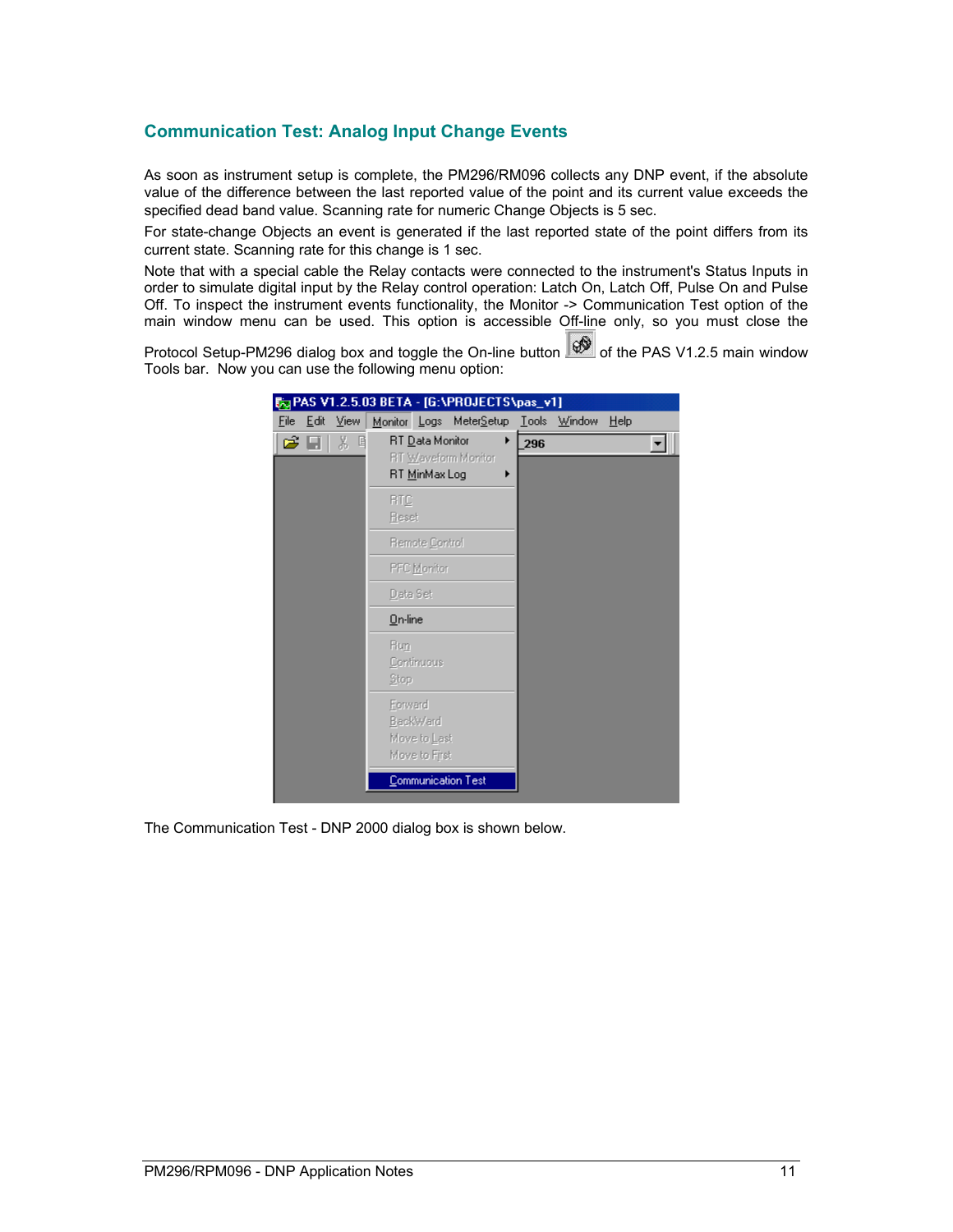## Communication Test: Analog Input Change Events

As soon as instrument setup is complete, the PM296/RM096 collects any DNP event, if the absolute value of the difference between the last reported value of the point and its current value exceeds the specified dead band value. Scanning rate for numeric Change Objects is 5 sec.

For state-change Objects an event is generated if the last reported state of the point differs from its current state. Scanning rate for this change is 1 sec.

Note that with a special cable the Relay contacts were connected to the instrument's Status Inputs in order to simulate digital input by the Relay control operation: Latch On, Latch Off, Pulse On and Pulse Off. To inspect the instrument events functionality, the Monitor -> Communication Test option of the main window menu can be used. This option is accessible Off-line only, so you must close the Protocol Setup-PM296 dialog box and toggle the On-line button of the PAS V1.2.5 main window Tools bar. Now you can use the following menu option:

The Communication Test - DNP 2000 dialog box is shown below.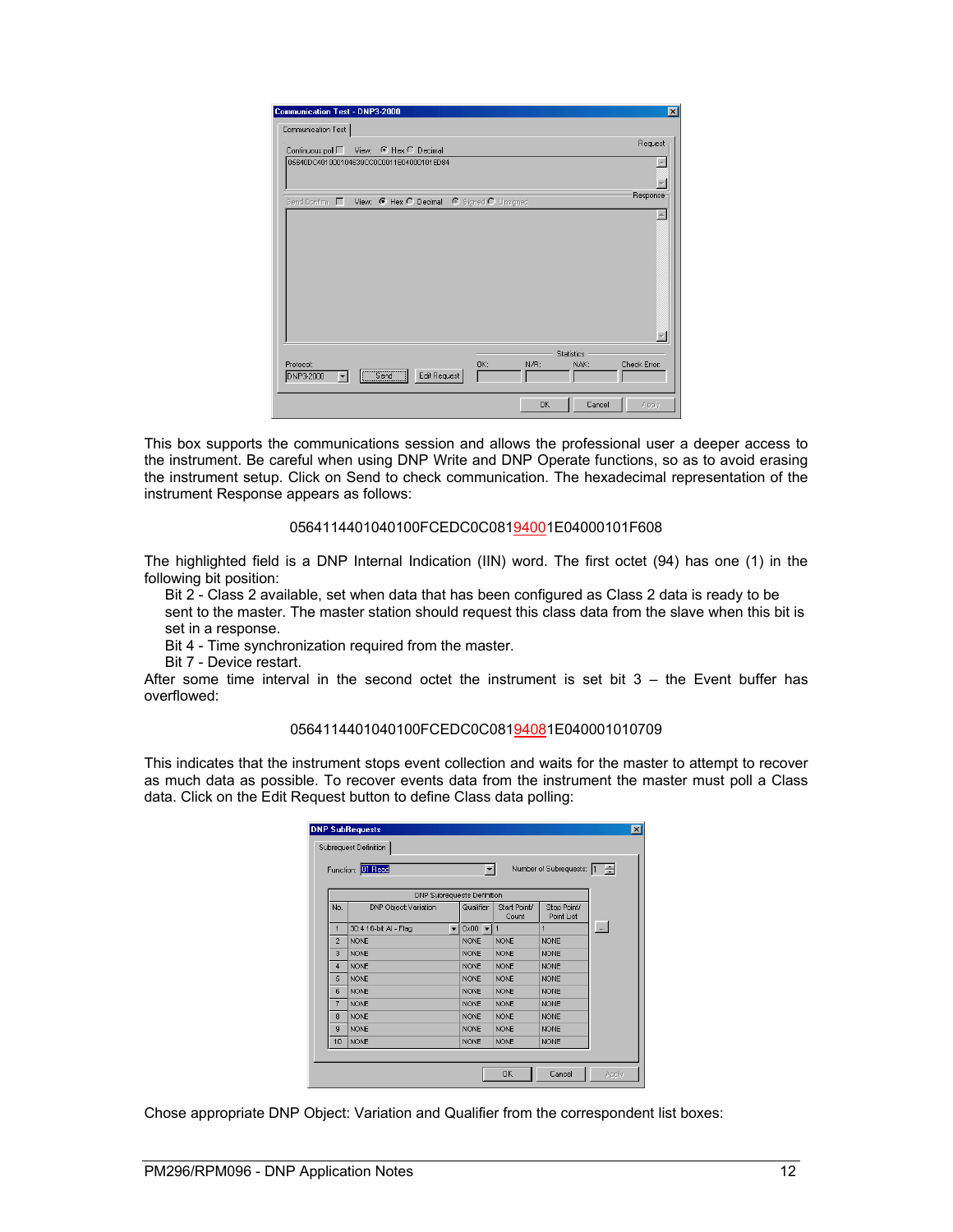This box supports the communications session and allows the professional user a deeper access to the instrument. Be careful when using DNP Write and DNP Operate functions, so as to avoid erasing the instrument setup. Click on Send to check communication. The hexadecimal representation of the instrument Response appears as follows:

0564114401040100FCEDC0C08194001E04000101F608

The highlighted field is a DNP Internal Indication (IIN) word. The first octet (94) has one (1) in the following bit position:

Bit 2 - Class 2 available, set when data that has been configured as Class 2 data is ready to be sent to the master. The master station should request this class data from the slave when this bit is set in a response.

Bit 4 - Time synchronization required from the master.

Bit 7 - Device restart.

After some time interval in the second octet the instrument is set bit 3 – the Event buffer has overflowed:

0564114401040100FCEDC0C08194081E040001010709

This indicates that the instrument stops event collection and waits for the master to attempt to recover as much data as possible. To recover events data from the instrument the master must poll a Class data. Click on the Edit Request button to define Class data polling:

Chose appropriate DNP Object: Variation and Qualifier from the correspondent list boxes: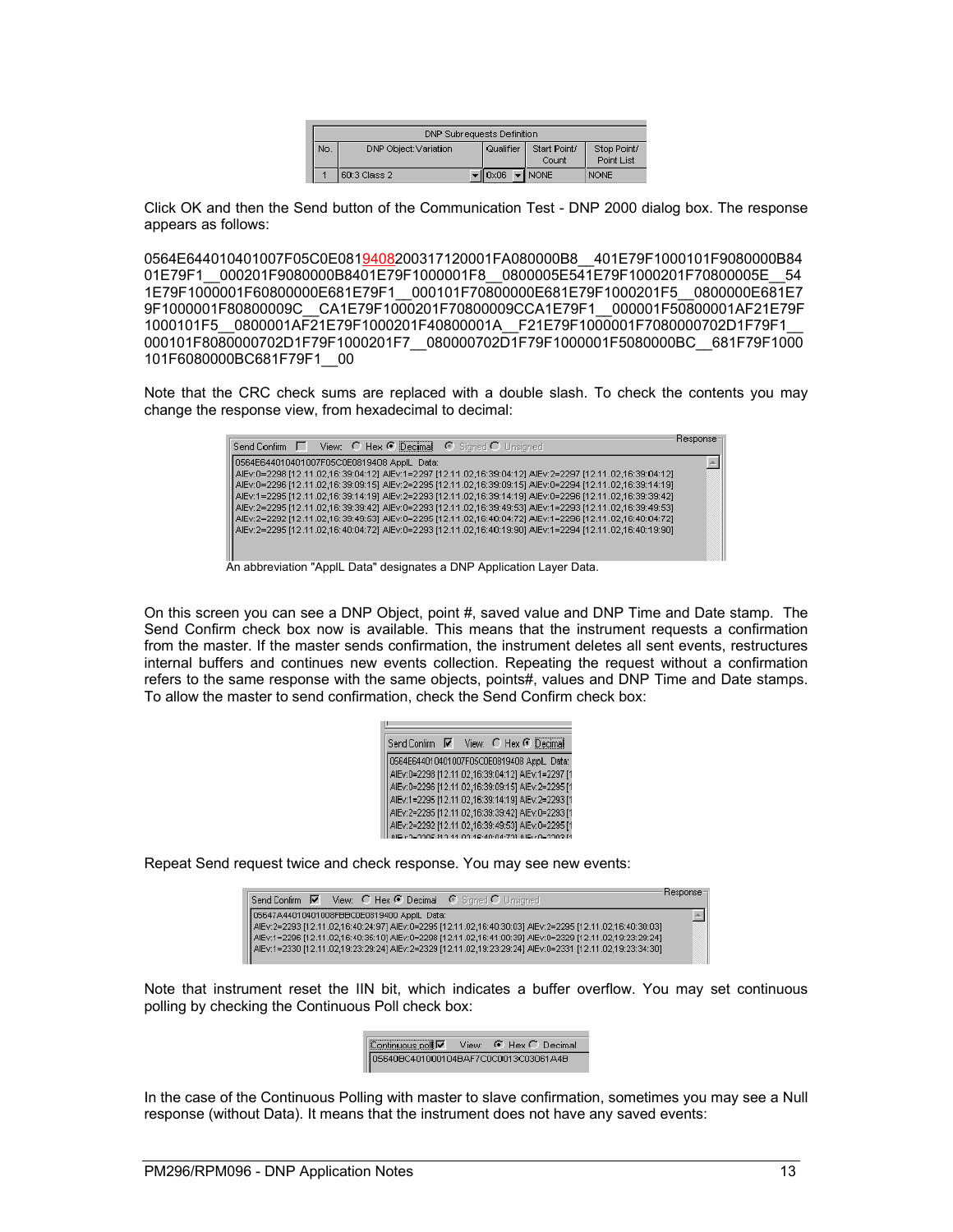| DNP Subrequests Definition | | | | |
| --- | --- | --- | --- | --- |
| No. | DNP Object:Variation | Qualifier | Start Point/ Count | Stop Point/ Point List |
| 1 | 60:3 Class 2 | 0x06 | NONE | NONE |

Click OK and then the Send button of the Communication Test - DNP 2000 dialog box. The response appears as follows:

0564E644010401007F05C0E0819408200317120001FA080000B8__401E79F1000101F9080000B8401E79F1__000201F9080000B8401E79F1000001F8__0800005E541E79F1000201F70800005E__541E79F1000001F60800000E681E79F1__000101F70800000E681E79F1000201F5__0800000E681E79F1000001F80800009C__CA1E79F1000201F70800009CCA1E79F1__000001F50800001AF21E79F1000101F5__0800001AF21E79F1000201F40800001A__F21E79F1000001F7080000702D1F79F1__000101F8080000702D1F79F1000201F7__080000702D1F79F1000001F5080000BC__681F79F1000101F6080000BC681F79F1__00

Note that the CRC check sums are replaced with a double slash. To check the contents you may change the response view, from hexadecimal to decimal:

```
Send Confirm [ ]   View: ( ) Hex (•) Decimal   ( ) Signed ( ) Unsigned                 Response
0564E644010401007F05C0E0819408 ApplL  Data:
AIEv:0=2298 [12.11.02,16:39:04:12] AIEv:1=2297 [12.11.02,16:39:04:12] AIEv:2=2297 [12.11.02,16:39:04:12]
AIEv:0=2296 [12.11.02,16:39:09:15] AIEv:2=2295 [12.11.02,16:39:09:15] AIEv:0=2294 [12.11.02,16:39:14:19]
AIEv:1=2295 [12.11.02,16:39:14:19] AIEv:2=2293 [12.11.02,16:39:14:19] AIEv:0=2296 [12.11.02,16:39:39:42]
AIEv:2=2295 [12.11.02,16:39:39:42] AIEv:0=2293 [12.11.02,16:39:49:53] AIEv:1=2293 [12.11.02,16:39:49:53]
AIEv:2=2292 [12.11.02,16:39:49:53] AIEv:0=2295 [12.11.02,16:40:04:72] AIEv:1=2296 [12.11.02,16:40:04:72]
AIEv:2=2295 [12.11.02,16:40:04:72] AIEv:0=2293 [12.11.02,16:40:19:90] AIEv:1=2294 [12.11.02,16:40:19:90]
```

An abbreviation "ApplL Data" designates a DNP Application Layer Data.

On this screen you can see a DNP Object, point #, saved value and DNP Time and Date stamp. The Send Confirm check box now is available. This means that the instrument requests a confirmation from the master. If the master sends confirmation, the instrument deletes all sent events, restructures internal buffers and continues new events collection. Repeating the request without a confirmation refers to the same response with the same objects, points#, values and DNP Time and Date stamps. To allow the master to send confirmation, check the Send Confirm check box:

```
Send Confirm [x]   View: ( ) Hex (•) Decimal
0564E644010401007F05C0E0819408 ApplL  Data:
AIEv:0=2298 [12.11.02,16:39:04:12] AIEv:1=2297 [1
AIEv:0=2296 [12.11.02,16:39:09:15] AIEv:2=2295 [1
AIEv:1=2295 [12.11.02,16:39:14:19] AIEv:2=2293 [1
AIEv:2=2295 [12.11.02,16:39:39:42] AIEv:0=2293 [1
AIEv:2=2292 [12.11.02,16:39:49:53] AIEv:0=2295 [1
```

Repeat Send request twice and check response. You may see new events:

```
Send Confirm [x]   View: ( ) Hex (•) Decimal   ( ) Signed ( ) Unsigned                 Response
05647A44010401008FBBC0E0819400 ApplL  Data:
AIEv:2=2293 [12.11.02,16:40:24:97] AIEv:0=2295 [12.11.02,16:40:30:03] AIEv:2=2295 [12.11.02,16:40:30:03]
AIEv:1=2296 [12.11.02,16:40:35:10] AIEv:0=2298 [12.11.02,16:41:00:39] AIEv:0=2320 [12.11.02,19:23:29:24]
AIEv:1=2330 [12.11.02,19:23:29:24] AIEv:2=2329 [12.11.02,19:23:29:24] AIEv:0=2331 [12.11.02,19:23:34:30]
```

Note that instrument reset the IIN bit, which indicates a buffer overflow. You may set continuous polling by checking the Continuous Poll check box:

```
Continuous poll [x]   View: (•) Hex ( ) Decimal
05640BC401000104BAF7C0C0013C03061A4B
```

In the case of the Continuous Polling with master to slave confirmation, sometimes you may see a Null response (without Data). It means that the instrument does not have any saved events: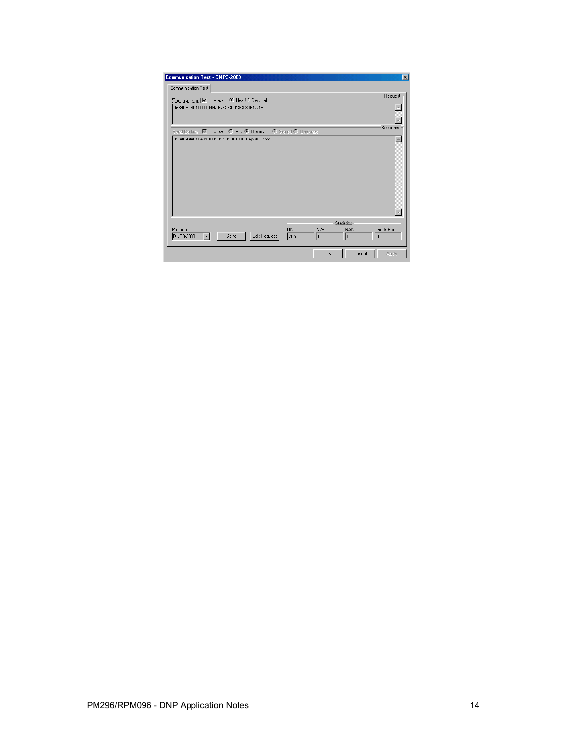**Communication Test - DNP3-2000**

Communication Test

Request

Continuous poll ☑ View: ◉ Hex ○ Decimal

05640BC401000104BAF7C0C0013C03061A4B

Response

Send Confirm ☑ View: ○ Hex ◉ Decimal ◉ Signed ○ Unsigned

05640A4401040100B19CC0C0819000 Appl. Data:

Protocol: DNP3-2000

Send | Edit Request

Statistics

| OK: | N/R: | NAK: | Check Error: |
| --- | --- | --- | --- |
| 765 | 0 | 0 | 0 |

OK | Cancel | Apply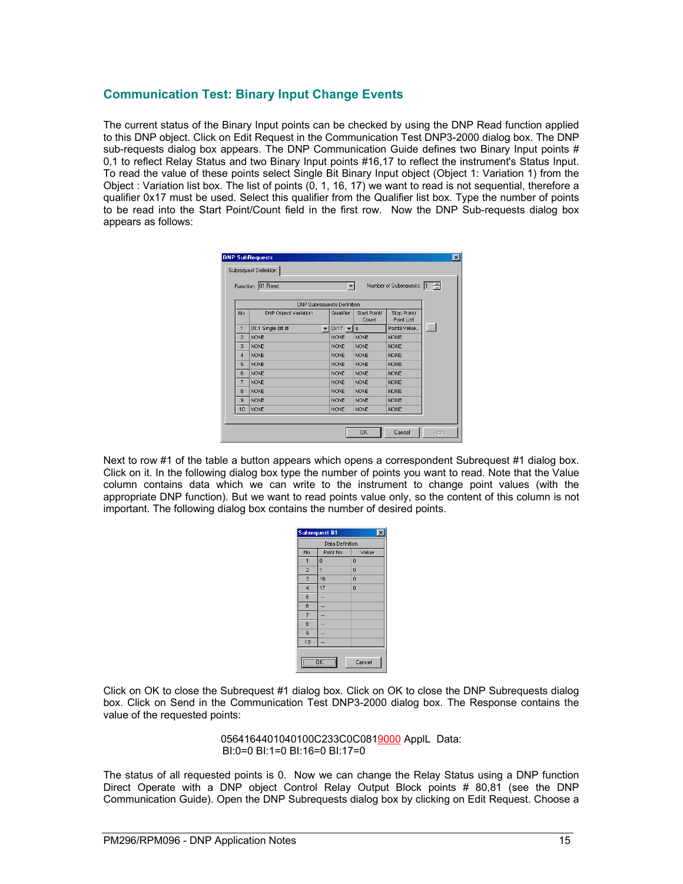## Communication Test: Binary Input Change Events

The current status of the Binary Input points can be checked by using the DNP Read function applied to this DNP object. Click on Edit Request in the Communication Test DNP3-2000 dialog box. The DNP sub-requests dialog box appears. The DNP Communication Guide defines two Binary Input points # 0,1 to reflect Relay Status and two Binary Input points #16,17 to reflect the instrument's Status Input. To read the value of these points select Single Bit Binary Input object (Object 1: Variation 1) from the Object : Variation list box. The list of points (0, 1, 16, 17) we want to read is not sequential, therefore a qualifier 0x17 must be used. Select this qualifier from the Qualifier list box. Type the number of points to be read into the Start Point/Count field in the first row. Now the DNP Sub-requests dialog box appears as follows:

**DNP SubRequests**

Subrequest Definition

Function: 01 Read    Number of Subrequests: 1

DNP Subrequests Definition

| No. | DNP Object Variation | Qualifier | Start Point/ Count | Stop Point/ Point List |
|---|---|---|---|---|
| 1 | 01:1 Single Bit BI | 0x17 | 4 | Points Value... |
| 2 | NONE | NONE | NONE | NONE |
| 3 | NONE | NONE | NONE | NONE |
| 4 | NONE | NONE | NONE | NONE |
| 5 | NONE | NONE | NONE | NONE |
| 6 | NONE | NONE | NONE | NONE |
| 7 | NONE | NONE | NONE | NONE |
| 8 | NONE | NONE | NONE | NONE |
| 9 | NONE | NONE | NONE | NONE |
| 10 | NONE | NONE | NONE | NONE |

OK    Cancel    Apply

Next to row #1 of the table a button appears which opens a correspondent Subrequest #1 dialog box. Click on it. In the following dialog box type the number of points you want to read. Note that the Value column contains data which we can write to the instrument to change point values (with the appropriate DNP function). But we want to read points value only, so the content of this column is not important. The following dialog box contains the number of desired points.

**Subrequest #1**

Data Definition

| No. | Point No | Value |
|---|---|---|
| 1 | 0 | 0 |
| 2 | 1 | 0 |
| 3 | 16 | 0 |
| 4 | 17 | 0 |
| 5 | -- | |
| 6 | -- | |
| 7 | -- | |
| 8 | -- | |
| 9 | -- | |
| 10 | -- | |

OK    Cancel

Click on OK to close the Subrequest #1 dialog box. Click on OK to close the DNP Subrequests dialog box. Click on Send in the Communication Test DNP3-2000 dialog box. The Response contains the value of the requested points:

0564164401040100C233C0C0819000 ApplL Data:
BI:0=0 BI:1=0 BI:16=0 BI:17=0

The status of all requested points is 0. Now we can change the Relay Status using a DNP function Direct Operate with a DNP object Control Relay Output Block points # 80,81 (see the DNP Communication Guide). Open the DNP Subrequests dialog box by clicking on Edit Request. Choose a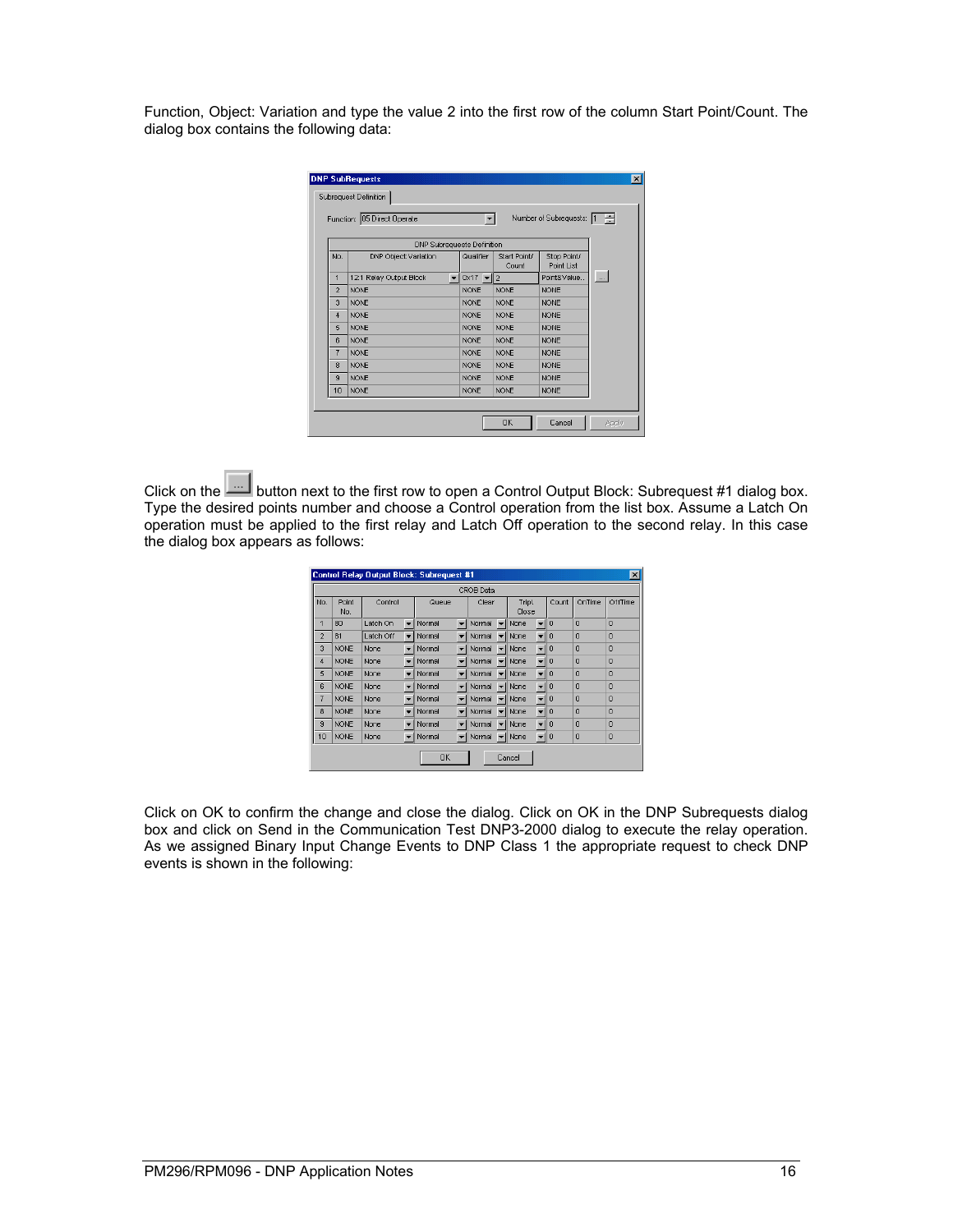Function, Object: Variation and type the value 2 into the first row of the column Start Point/Count. The dialog box contains the following data:

Click on the ... button next to the first row to open a Control Output Block: Subrequest #1 dialog box. Type the desired points number and choose a Control operation from the list box. Assume a Latch On operation must be applied to the first relay and Latch Off operation to the second relay. In this case the dialog box appears as follows:

Click on OK to confirm the change and close the dialog. Click on OK in the DNP Subrequests dialog box and click on Send in the Communication Test DNP3-2000 dialog to execute the relay operation. As we assigned Binary Input Change Events to DNP Class 1 the appropriate request to check DNP events is shown in the following: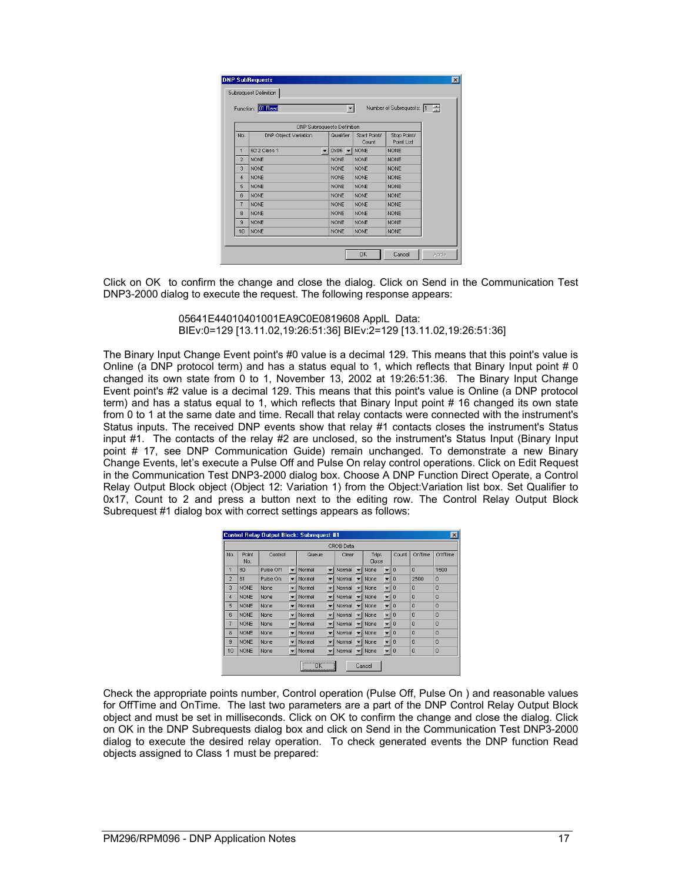**DNP SubRequests**

Subrequest Definition

Function: 01 Read    Number of Subrequests: 1

DNP Subrequests Definition

| No. | DNP Object Variation | Qualifier | Start Point/ Count | Stop Point/ Point List |
|---|---|---|---|---|
| 1 | 60:2 Class 1 | 0x06 | NONE | NONE |
| 2 | NONE | NONE | NONE | NONE |
| 3 | NONE | NONE | NONE | NONE |
| 4 | NONE | NONE | NONE | NONE |
| 5 | NONE | NONE | NONE | NONE |
| 6 | NONE | NONE | NONE | NONE |
| 7 | NONE | NONE | NONE | NONE |
| 8 | NONE | NONE | NONE | NONE |
| 9 | NONE | NONE | NONE | NONE |
| 10 | NONE | NONE | NONE | NONE |

OK   Cancel   Apply

Click on OK to confirm the change and close the dialog. Click on Send in the Communication Test DNP3-2000 dialog to execute the request. The following response appears:

> 05641E44010401001EA9C0E0819608 ApplL Data:
> BIEv:0=129 [13.11.02,19:26:51:36] BIEv:2=129 [13.11.02,19:26:51:36]

The Binary Input Change Event point's #0 value is a decimal 129. This means that this point's value is Online (a DNP protocol term) and has a status equal to 1, which reflects that Binary Input point # 0 changed its own state from 0 to 1, November 13, 2002 at 19:26:51:36. The Binary Input Change Event point's #2 value is a decimal 129. This means that this point's value is Online (a DNP protocol term) and has a status equal to 1, which reflects that Binary Input point # 16 changed its own state from 0 to 1 at the same date and time. Recall that relay contacts were connected with the instrument's Status inputs. The received DNP events show that relay #1 contacts closes the instrument's Status input #1. The contacts of the relay #2 are unclosed, so the instrument's Status Input (Binary Input point # 17, see DNP Communication Guide) remain unchanged. To demonstrate a new Binary Change Events, let's execute a Pulse Off and Pulse On relay control operations. Click on Edit Request in the Communication Test DNP3-2000 dialog box. Choose A DNP Function Direct Operate, a Control Relay Output Block object (Object 12: Variation 1) from the Object:Variation list box. Set Qualifier to 0x17, Count to 2 and press a button next to the editing row. The Control Relay Output Block Subrequest #1 dialog box with correct settings appears as follows:

**Control Relay Output Block: Subrequest #1**

CROB Data

| No. | Point No. | Control | Queue | Clear | Trip\ Close | Count | OnTime | OffTime |
|---|---|---|---|---|---|---|---|---|
| 1 | 80 | Pulse Off | Normal | Normal | None | 0 | 0 | 1500 |
| 2 | 81 | Pulse On | Normal | Normal | None | 0 | 2500 | 0 |
| 3 | NONE | None | Normal | Normal | None | 0 | 0 | 0 |
| 4 | NONE | None | Normal | Normal | None | 0 | 0 | 0 |
| 5 | NONE | None | Normal | Normal | None | 0 | 0 | 0 |
| 6 | NONE | None | Normal | Normal | None | 0 | 0 | 0 |
| 7 | NONE | None | Normal | Normal | None | 0 | 0 | 0 |
| 8 | NONE | None | Normal | Normal | None | 0 | 0 | 0 |
| 9 | NONE | None | Normal | Normal | None | 0 | 0 | 0 |
| 10 | NONE | None | Normal | Normal | None | 0 | 0 | 0 |

OK   Cancel

Check the appropriate points number, Control operation (Pulse Off, Pulse On ) and reasonable values for OffTime and OnTime. The last two parameters are a part of the DNP Control Relay Output Block object and must be set in milliseconds. Click on OK to confirm the change and close the dialog. Click on OK in the DNP Subrequests dialog box and click on Send in the Communication Test DNP3-2000 dialog to execute the desired relay operation. To check generated events the DNP function Read objects assigned to Class 1 must be prepared: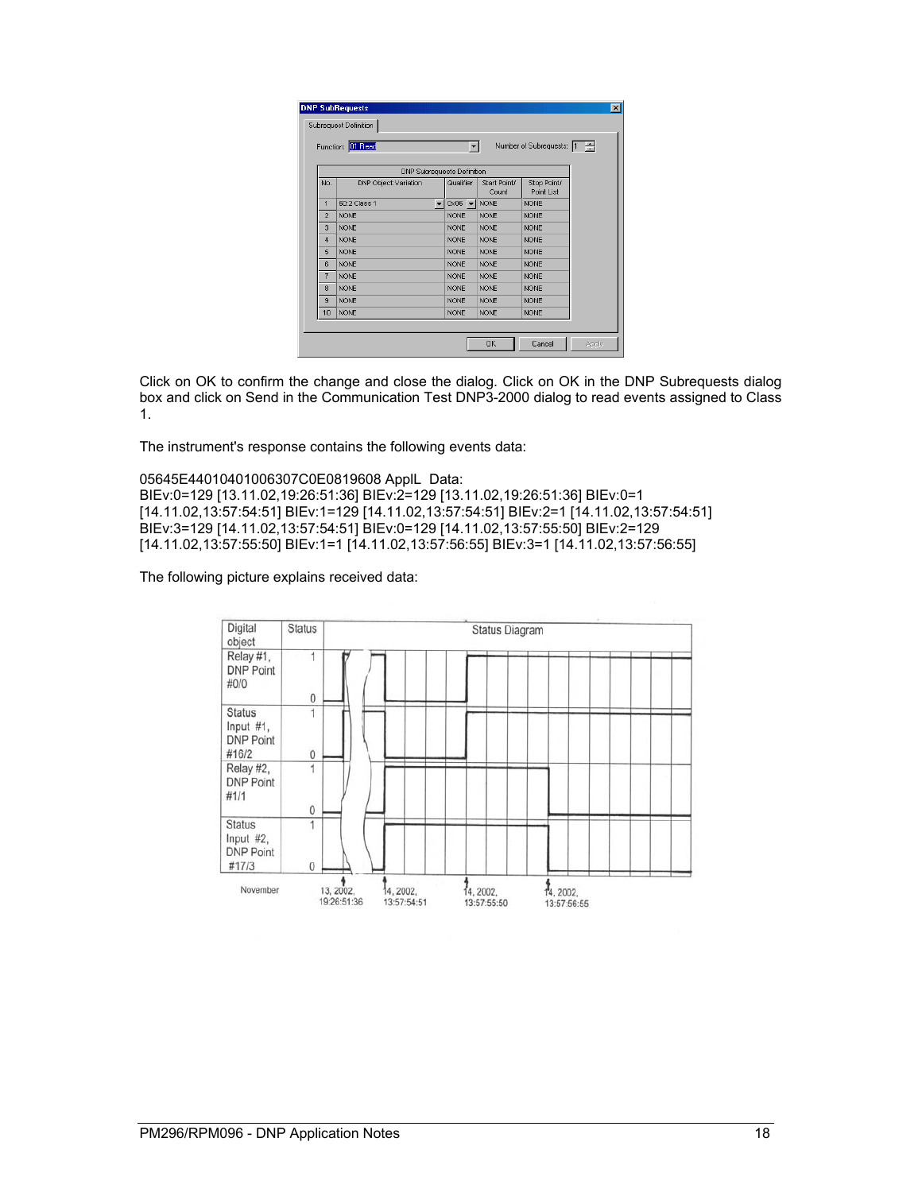Click on OK to confirm the change and close the dialog. Click on OK in the DNP Subrequests dialog box and click on Send in the Communication Test DNP3-2000 dialog to read events assigned to Class 1.

The instrument's response contains the following events data:

05645E44010401006307C0E0819608 ApplL Data:
BIEv:0=129 [13.11.02,19:26:51:36] BIEv:2=129 [13.11.02,19:26:51:36] BIEv:0=1 [14.11.02,13:57:54:51] BIEv:1=129 [14.11.02,13:57:54:51] BIEv:2=1 [14.11.02,13:57:54:51] BIEv:3=129 [14.11.02,13:57:54:51] BIEv:0=129 [14.11.02,13:57:55:50] BIEv:2=129 [14.11.02,13:57:55:50] BIEv:1=1 [14.11.02,13:57:56:55] BIEv:3=1 [14.11.02,13:57:56:55]

The following picture explains received data: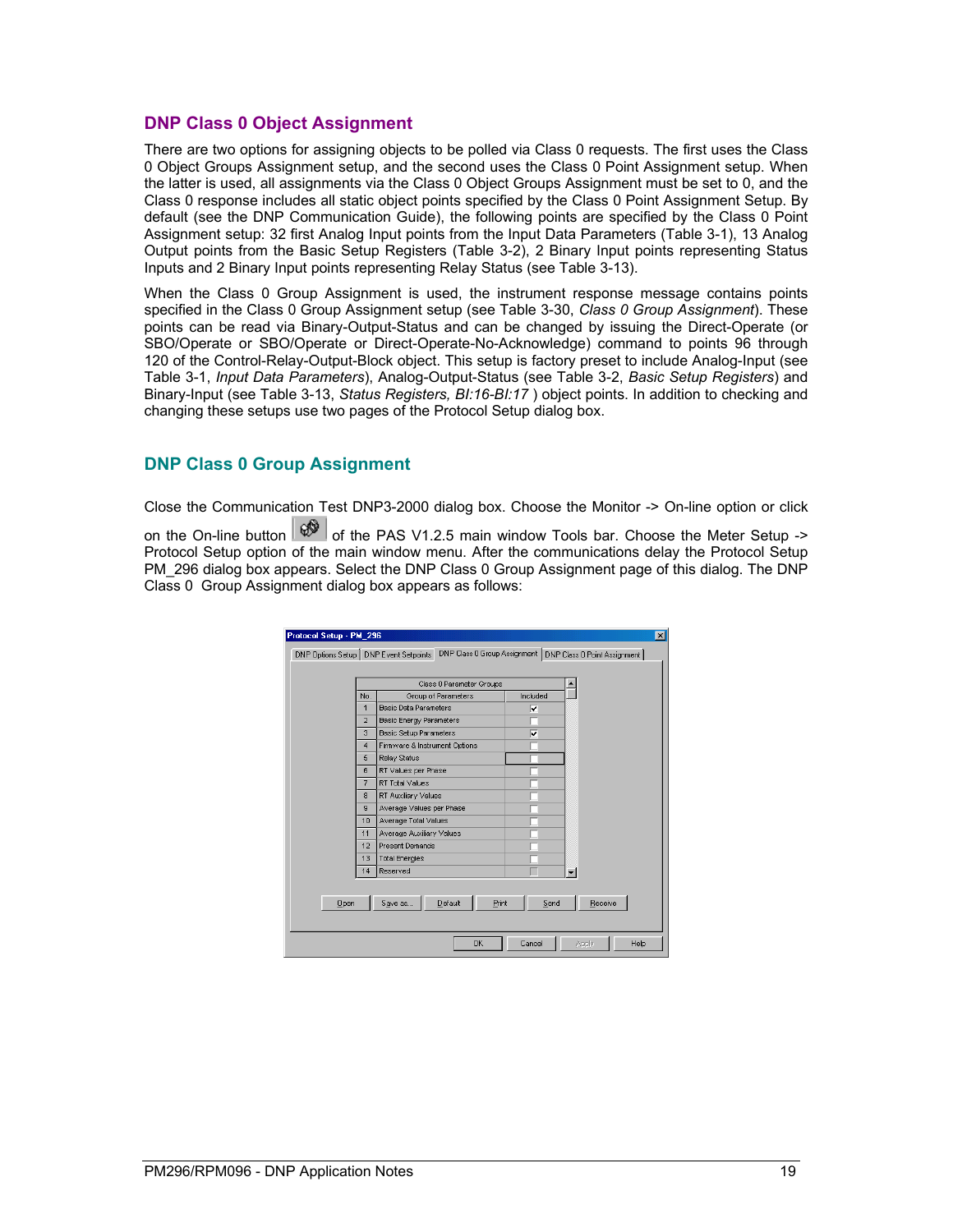## DNP Class 0 Object Assignment

There are two options for assigning objects to be polled via Class 0 requests. The first uses the Class 0 Object Groups Assignment setup, and the second uses the Class 0 Point Assignment setup. When the latter is used, all assignments via the Class 0 Object Groups Assignment must be set to 0, and the Class 0 response includes all static object points specified by the Class 0 Point Assignment Setup. By default (see the DNP Communication Guide), the following points are specified by the Class 0 Point Assignment setup: 32 first Analog Input points from the Input Data Parameters (Table 3-1), 13 Analog Output points from the Basic Setup Registers (Table 3-2), 2 Binary Input points representing Status Inputs and 2 Binary Input points representing Relay Status (see Table 3-13).

When the Class 0 Group Assignment is used, the instrument response message contains points specified in the Class 0 Group Assignment setup (see Table 3-30, *Class 0 Group Assignment*). These points can be read via Binary-Output-Status and can be changed by issuing the Direct-Operate (or SBO/Operate or SBO/Operate or Direct-Operate-No-Acknowledge) command to points 96 through 120 of the Control-Relay-Output-Block object. This setup is factory preset to include Analog-Input (see Table 3-1, *Input Data Parameters*), Analog-Output-Status (see Table 3-2, *Basic Setup Registers*) and Binary-Input (see Table 3-13, *Status Registers, BI:16-BI:17* ) object points. In addition to checking and changing these setups use two pages of the Protocol Setup dialog box.

## DNP Class 0 Group Assignment

Close the Communication Test DNP3-2000 dialog box. Choose the Monitor -> On-line option or click on the On-line button of the PAS V1.2.5 main window Tools bar. Choose the Meter Setup -> Protocol Setup option of the main window menu. After the communications delay the Protocol Setup PM_296 dialog box appears. Select the DNP Class 0 Group Assignment page of this dialog. The DNP Class 0 Group Assignment dialog box appears as follows: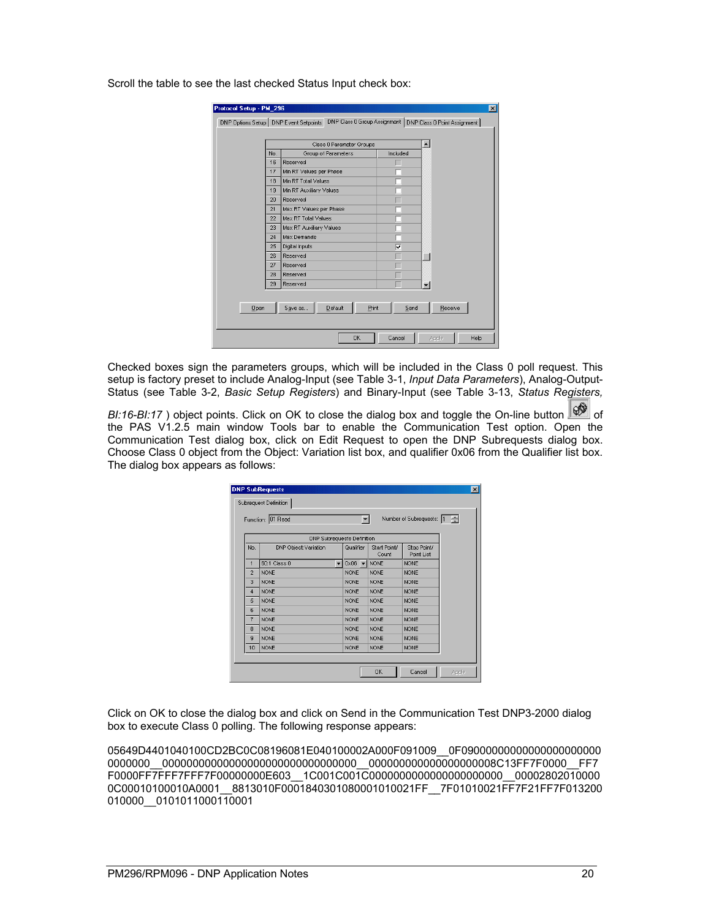Scroll the table to see the last checked Status Input check box:

**Protocol Setup - PM_296**

Tabs: DNP Options Setup | DNP Event Setpoints | DNP Class 0 Group Assignment | DNP Class 0 Point Assignment

| Class 0 Parameter Groups | | |
|---|---|---|
| No. | Group of Parameters | Included |
| 16 | Reserved | ☐ |
| 17 | Min RT Values per Phase | ☐ |
| 18 | Min RT Total Values | ☐ |
| 19 | Min RT Auxiliary Values | ☐ |
| 20 | Reserved | ☐ |
| 21 | Max RT Values per Phase | ☐ |
| 22 | Max RT Total Values | ☐ |
| 23 | Max RT Auxiliary Values | ☐ |
| 24 | Max Demands | ☐ |
| 25 | Digital Inputs | ☑ |
| 26 | Reserved | ☐ |
| 27 | Reserved | ☐ |
| 28 | Reserved | ☐ |
| 29 | Reserved | ☐ |

Buttons: Open | Save as... | Default | Print | Send | Receive | OK | Cancel | Apply | Help

Checked boxes sign the parameters groups, which will be included in the Class 0 poll request. This setup is factory preset to include Analog-Input (see Table 3-1, *Input Data Parameters*), Analog-Output-Status (see Table 3-2, *Basic Setup Registers*) and Binary-Input (see Table 3-13, *Status Registers, BI:16-BI:17* ) object points. Click on OK to close the dialog box and toggle the On-line button of the PAS V1.2.5 main window Tools bar to enable the Communication Test option. Open the Communication Test dialog box, click on Edit Request to open the DNP Subrequests dialog box. Choose Class 0 object from the Object: Variation list box, and qualifier 0x06 from the Qualifier list box. The dialog box appears as follows:

**DNP SubRequests**

Subrequest Definition — Function: 01 Read — Number of Subrequests: 1

| DNP Subrequests Definition | | | | |
|---|---|---|---|---|
| No. | DNP Object:Variation | Qualifier | Start Point/ Count | Stop Point/ Point List |
| 1 | 60:1 Class 0 | 0x06 | NONE | NONE |
| 2 | NONE | NONE | NONE | NONE |
| 3 | NONE | NONE | NONE | NONE |
| 4 | NONE | NONE | NONE | NONE |
| 5 | NONE | NONE | NONE | NONE |
| 6 | NONE | NONE | NONE | NONE |
| 7 | NONE | NONE | NONE | NONE |
| 8 | NONE | NONE | NONE | NONE |
| 9 | NONE | NONE | NONE | NONE |
| 10 | NONE | NONE | NONE | NONE |

Buttons: OK | Cancel | Apply

Click on OK to close the dialog box and click on Send in the Communication Test DNP3-2000 dialog box to execute Class 0 polling. The following response appears:

```
05649D4401040100CD2BC0C08196081E040100002A000F091009__0F0900000000000000000000
0000000__00000000000000000000000000000000__000000000000000000008C13FF7F0000__FF7
F0000FF7FFF7FFF7F00000000E603__1C001C001C000000000000000000000000__00002802010000
0C00010100010A0001__8813010F0001840301080001010021FF__7F01010021FF7F21FF7F013200
010000__0101011000110001
```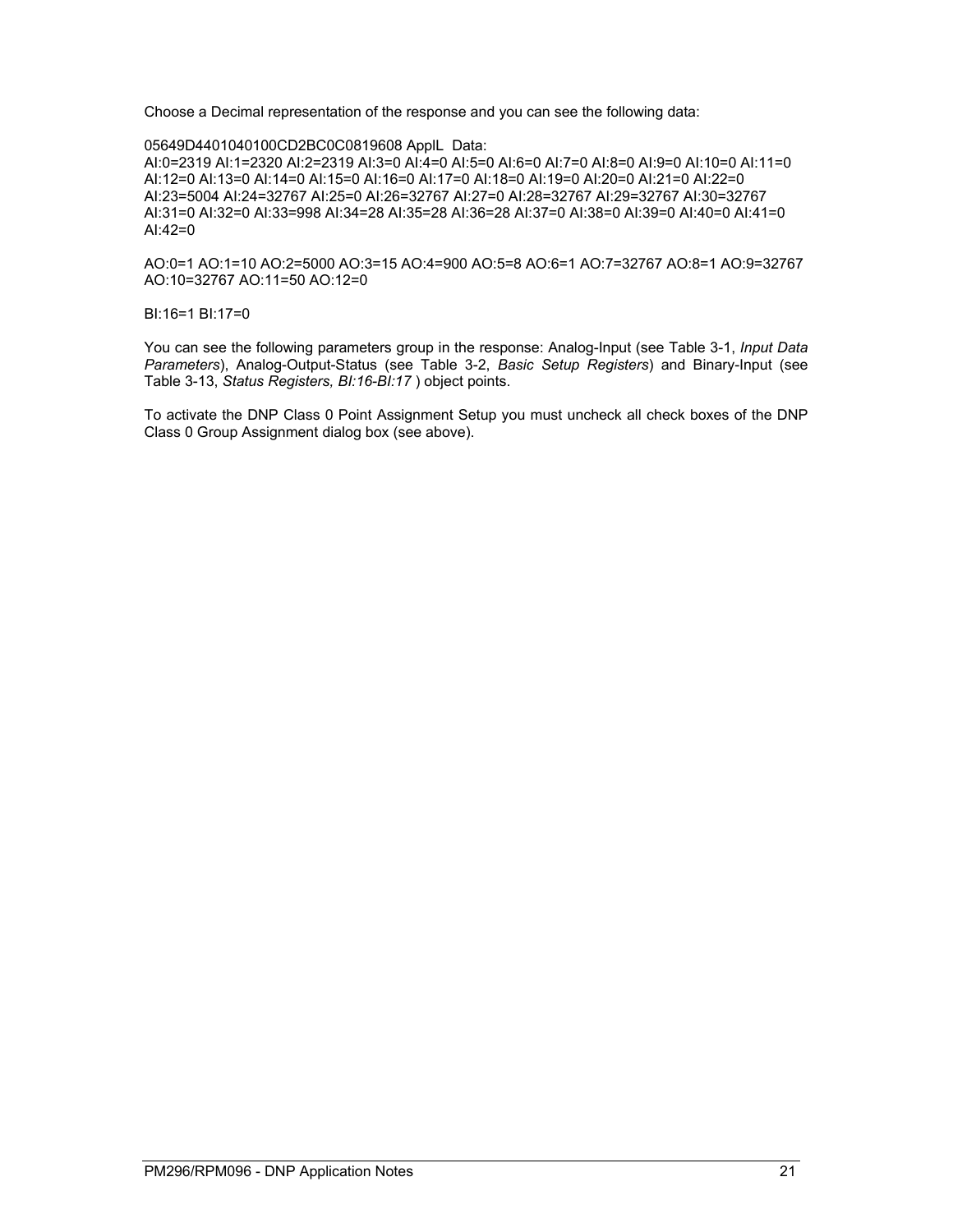Choose a Decimal representation of the response and you can see the following data:

05649D4401040100CD2BC0C0819608 ApplL Data:
AI:0=2319 AI:1=2320 AI:2=2319 AI:3=0 AI:4=0 AI:5=0 AI:6=0 AI:7=0 AI:8=0 AI:9=0 AI:10=0 AI:11=0 AI:12=0 AI:13=0 AI:14=0 AI:15=0 AI:16=0 AI:17=0 AI:18=0 AI:19=0 AI:20=0 AI:21=0 AI:22=0 AI:23=5004 AI:24=32767 AI:25=0 AI:26=32767 AI:27=0 AI:28=32767 AI:29=32767 AI:30=32767 AI:31=0 AI:32=0 AI:33=998 AI:34=28 AI:35=28 AI:36=28 AI:37=0 AI:38=0 AI:39=0 AI:40=0 AI:41=0 AI:42=0

AO:0=1 AO:1=10 AO:2=5000 AO:3=15 AO:4=900 AO:5=8 AO:6=1 AO:7=32767 AO:8=1 AO:9=32767 AO:10=32767 AO:11=50 AO:12=0

BI:16=1 BI:17=0

You can see the following parameters group in the response: Analog-Input (see Table 3-1, *Input Data Parameters*), Analog-Output-Status (see Table 3-2, *Basic Setup Registers*) and Binary-Input (see Table 3-13, *Status Registers, BI:16-BI:17* ) object points.

To activate the DNP Class 0 Point Assignment Setup you must uncheck all check boxes of the DNP Class 0 Group Assignment dialog box (see above).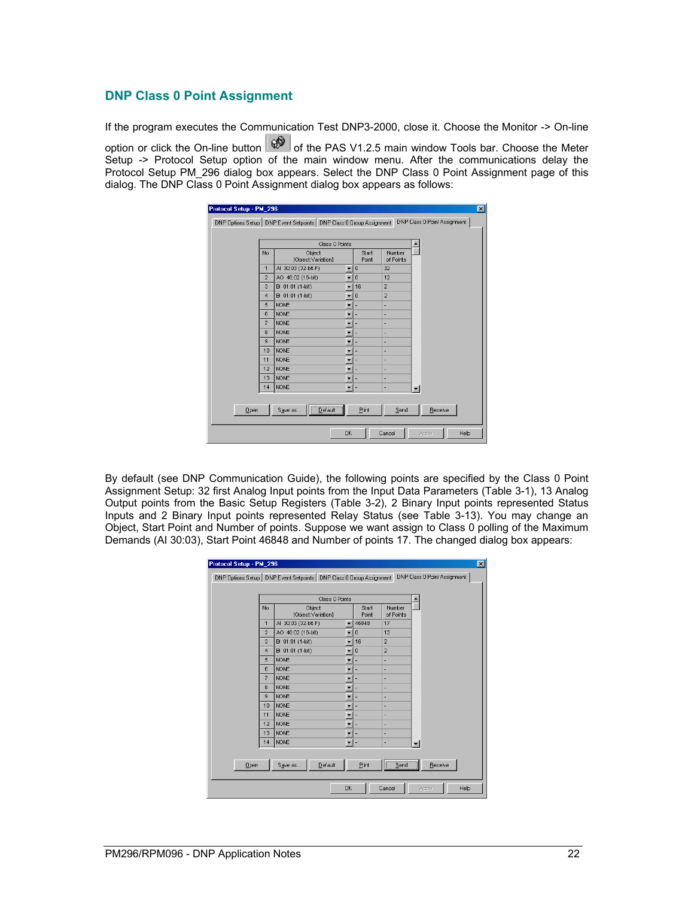## DNP Class 0 Point Assignment

If the program executes the Communication Test DNP3-2000, close it. Choose the Monitor -> On-line option or click the On-line button of the PAS V1.2.5 main window Tools bar. Choose the Meter Setup -> Protocol Setup option of the main window menu. After the communications delay the Protocol Setup PM_296 dialog box appears. Select the DNP Class 0 Point Assignment page of this dialog. The DNP Class 0 Point Assignment dialog box appears as follows:

By default (see DNP Communication Guide), the following points are specified by the Class 0 Point Assignment Setup: 32 first Analog Input points from the Input Data Parameters (Table 3-1), 13 Analog Output points from the Basic Setup Registers (Table 3-2), 2 Binary Input points represented Status Inputs and 2 Binary Input points represented Relay Status (see Table 3-13). You may change an Object, Start Point and Number of points. Suppose we want assign to Class 0 polling of the Maximum Demands (AI 30:03), Start Point 46848 and Number of points 17. The changed dialog box appears: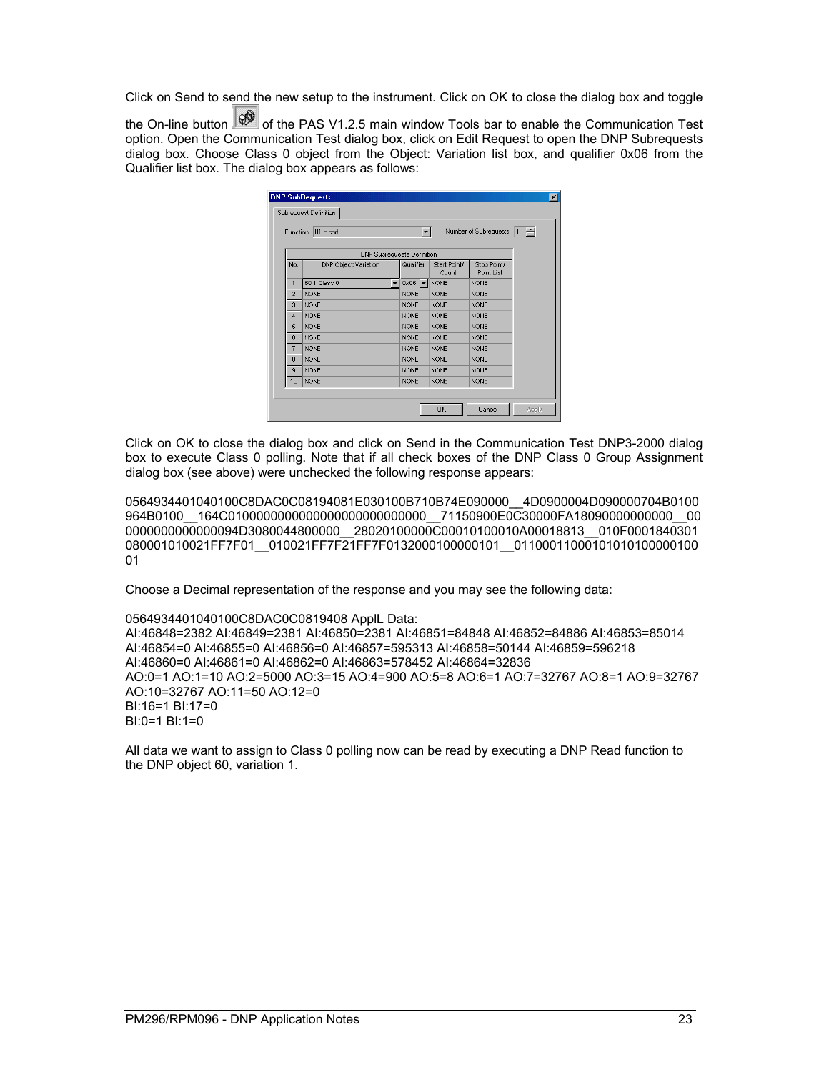Click on Send to send the new setup to the instrument. Click on OK to close the dialog box and toggle the On-line button of the PAS V1.2.5 main window Tools bar to enable the Communication Test option. Open the Communication Test dialog box, click on Edit Request to open the DNP Subrequests dialog box. Choose Class 0 object from the Object: Variation list box, and qualifier 0x06 from the Qualifier list box. The dialog box appears as follows:

Click on OK to close the dialog box and click on Send in the Communication Test DNP3-2000 dialog box to execute Class 0 polling. Note that if all check boxes of the DNP Class 0 Group Assignment dialog box (see above) were unchecked the following response appears:

0564934401040100C8DAC0C08194081E030100B710B74E090000__4D0900004D090000704B0100964B0100__164C010000000000000000000000000__71150900E0C30000FA18090000000000__000000000000000094D3080044800000__28020100000C00010100010A00018813__010F0001840301080001010021FF7F01__010021FF7F21FF7F0132000100000101__0110001100010101010010000010001

Choose a Decimal representation of the response and you may see the following data:

0564934401040100C8DAC0C0819408 ApplL Data:
AI:46848=2382 AI:46849=2381 AI:46850=2381 AI:46851=84848 AI:46852=84886 AI:46853=85014
AI:46854=0 AI:46855=0 AI:46856=0 AI:46857=595313 AI:46858=50144 AI:46859=596218
AI:46860=0 AI:46861=0 AI:46862=0 AI:46863=578452 AI:46864=32836
AO:0=1 AO:1=10 AO:2=5000 AO:3=15 AO:4=900 AO:5=8 AO:6=1 AO:7=32767 AO:8=1 AO:9=32767
AO:10=32767 AO:11=50 AO:12=0
BI:16=1 BI:17=0
BI:0=1 BI:1=0

All data we want to assign to Class 0 polling now can be read by executing a DNP Read function to the DNP object 60, variation 1.